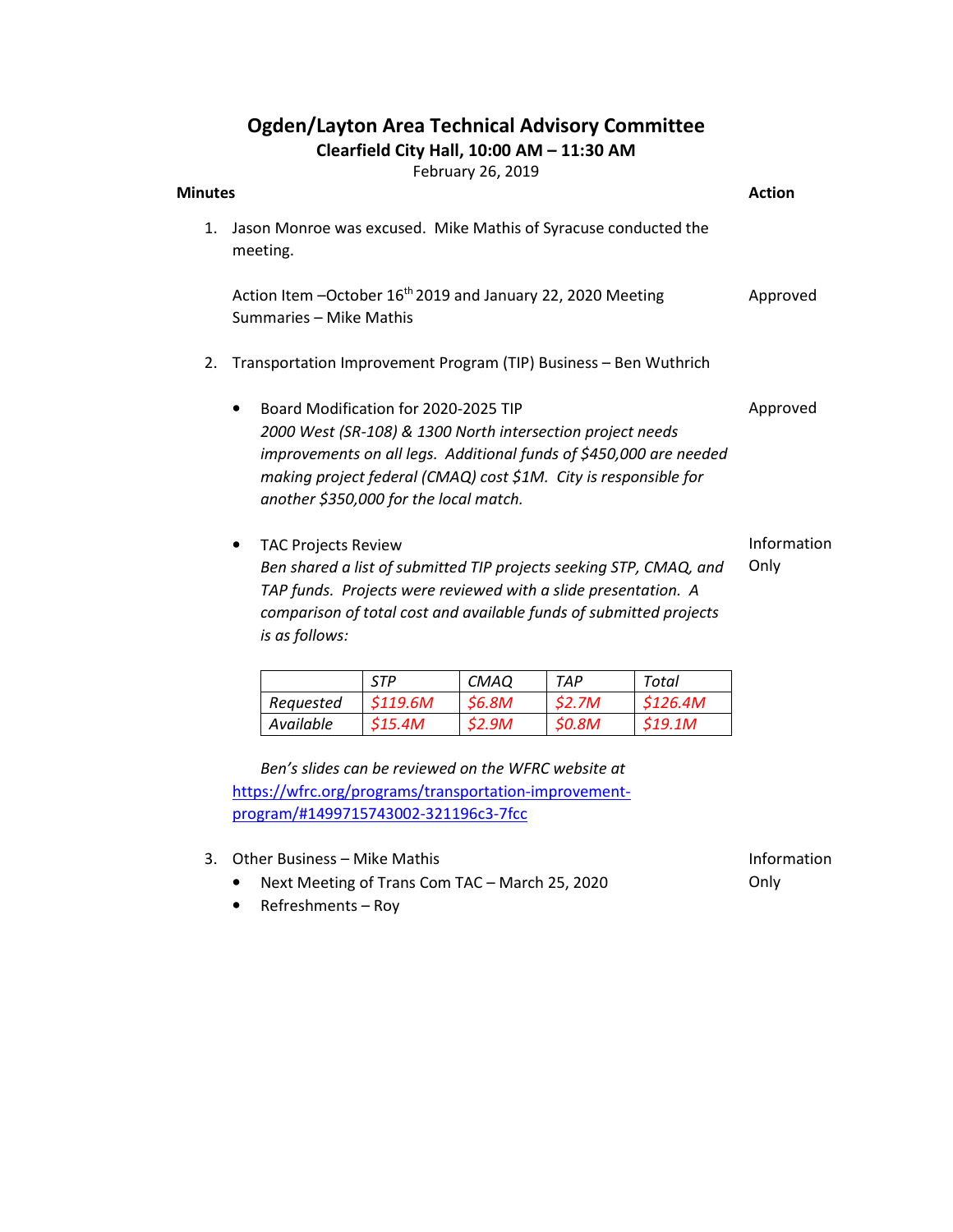# Ogden/Layton Area Technical Advisory Committee

**Clearfield City Hall, 10:00 AM – 11:30 AM**

February 26, 2019

| **Minutes** | **Action** |
|---|---|
| 1. Jason Monroe was excused. Mike Mathis of Syracuse conducted the meeting. | |
| Action Item –October 16th 2019 and January 22, 2020 Meeting Summaries – Mike Mathis | Approved |
| 2. Transportation Improvement Program (TIP) Business – Ben Wuthrich | |
| • Board Modification for 2020-2025 TIP *2000 West (SR-108) & 1300 North intersection project needs improvements on all legs. Additional funds of $450,000 are needed making project federal (CMAQ) cost $1M. City is responsible for another $350,000 for the local match.* | Approved |
| • TAC Projects Review *Ben shared a list of submitted TIP projects seeking STP, CMAQ, and TAP funds. Projects were reviewed with a slide presentation. A comparison of total cost and available funds of submitted projects is as follows:* | Information Only |

| | *STP* | *CMAQ* | *TAP* | *Total* |
|---|---|---|---|---|
| *Requested* | *$119.6M* | *$6.8M* | *$2.7M* | *$126.4M* |
| *Available* | *$15.4M* | *$2.9M* | *$0.8M* | *$19.1M* |

*Ben's slides can be reviewed on the WFRC website at* https://wfrc.org/programs/transportation-improvement-program/#1499715743002-321196c3-7fcc

3. Other Business – Mike Mathis — *Action:* Information Only
   - Next Meeting of Trans Com TAC – March 25, 2020
   - Refreshments – Roy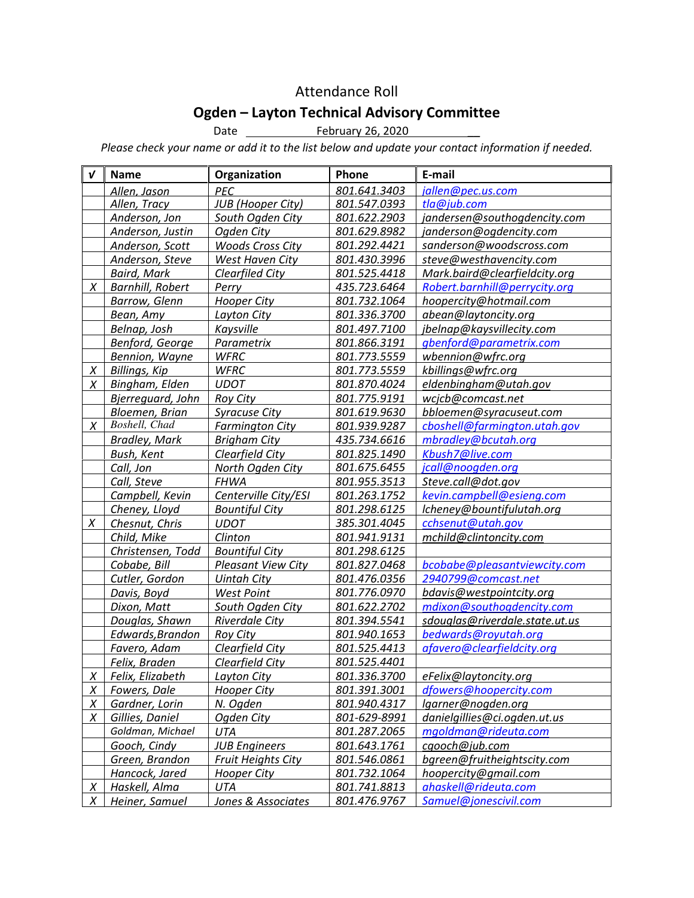# Attendance Roll

## Ogden – Layton Technical Advisory Committee

Date February 26, 2020

*Please check your name or add it to the list below and update your contact information if needed.*

| √ | Name | Organization | Phone | E-mail |
|---|---|---|---|---|
| | Allen, Jason | PEC | 801.641.3403 | jallen@pec.us.com |
| | Allen, Tracy | JUB (Hooper City) | 801.547.0393 | tla@jub.com |
| | Anderson, Jon | South Ogden City | 801.622.2903 | jandersen@southogdencity.com |
| | Anderson, Justin | Ogden City | 801.629.8982 | janderson@ogdencity.com |
| | Anderson, Scott | Woods Cross City | 801.292.4421 | sanderson@woodscross.com |
| | Anderson, Steve | West Haven City | 801.430.3996 | steve@westhavencity.com |
| | Baird, Mark | Clearfiled City | 801.525.4418 | Mark.baird@clearfieldcity.org |
| X | Barnhill, Robert | Perry | 435.723.6464 | Robert.barnhill@perrycity.org |
| | Barrow, Glenn | Hooper City | 801.732.1064 | hoopercity@hotmail.com |
| | Bean, Amy | Layton City | 801.336.3700 | abean@laytoncity.org |
| | Belnap, Josh | Kaysville | 801.497.7100 | jbelnap@kaysvillecity.com |
| | Benford, George | Parametrix | 801.866.3191 | gbenford@parametrix.com |
| | Bennion, Wayne | WFRC | 801.773.5559 | wbennion@wfrc.org |
| X | Billings, Kip | WFRC | 801.773.5559 | kbillings@wfrc.org |
| X | Bingham, Elden | UDOT | 801.870.4024 | eldenbingham@utah.gov |
| | Bjerreguard, John | Roy City | 801.775.9191 | wcjcb@comcast.net |
| | Bloemen, Brian | Syracuse City | 801.619.9630 | bbloemen@syracuseut.com |
| X | Boshell, Chad | Farmington City | 801.939.9287 | cboshell@farmington.utah.gov |
| | Bradley, Mark | Brigham City | 435.734.6616 | mbradley@bcutah.org |
| | Bush, Kent | Clearfield City | 801.825.1490 | Kbush7@live.com |
| | Call, Jon | North Ogden City | 801.675.6455 | jcall@noogden.org |
| | Call, Steve | FHWA | 801.955.3513 | Steve.call@dot.gov |
| | Campbell, Kevin | Centerville City/ESI | 801.263.1752 | kevin.campbell@esieng.com |
| | Cheney, Lloyd | Bountiful City | 801.298.6125 | lcheney@bountifulutah.org |
| X | Chesnut, Chris | UDOT | 385.301.4045 | cchsenut@utah.gov |
| | Child, Mike | Clinton | 801.941.9131 | mchild@clintoncity.com |
| | Christensen, Todd | Bountiful City | 801.298.6125 | |
| | Cobabe, Bill | Pleasant View City | 801.827.0468 | bcobabe@pleasantviewcity.com |
| | Cutler, Gordon | Uintah City | 801.476.0356 | 2940799@comcast.net |
| | Davis, Boyd | West Point | 801.776.0970 | bdavis@westpointcity.org |
| | Dixon, Matt | South Ogden City | 801.622.2702 | mdixon@southogdencity.com |
| | Douglas, Shawn | Riverdale City | 801.394.5541 | sdouglas@riverdale.state.ut.us |
| | Edwards,Brandon | Roy City | 801.940.1653 | bedwards@royutah.org |
| | Favero, Adam | Clearfield City | 801.525.4413 | afavero@clearfieldcity.org |
| | Felix, Braden | Clearfield City | 801.525.4401 | |
| X | Felix, Elizabeth | Layton City | 801.336.3700 | eFelix@laytoncity.org |
| X | Fowers, Dale | Hooper City | 801.391.3001 | dfowers@hoopercity.com |
| X | Gardner, Lorin | N. Ogden | 801.940.4317 | lgarner@nogden.org |
| X | Gillies, Daniel | Ogden City | 801-629-8991 | danielgillies@ci.ogden.ut.us |
| | Goldman, Michael | UTA | 801.287.2065 | mgoldman@rideuta.com |
| | Gooch, Cindy | JUB Engineers | 801.643.1761 | cgooch@jub.com |
| | Green, Brandon | Fruit Heights City | 801.546.0861 | bgreen@fruitheightscity.com |
| | Hancock, Jared | Hooper City | 801.732.1064 | hoopercity@gmail.com |
| X | Haskell, Alma | UTA | 801.741.8813 | ahaskell@rideuta.com |
| X | Heiner, Samuel | Jones & Associates | 801.476.9767 | Samuel@jonescivil.com |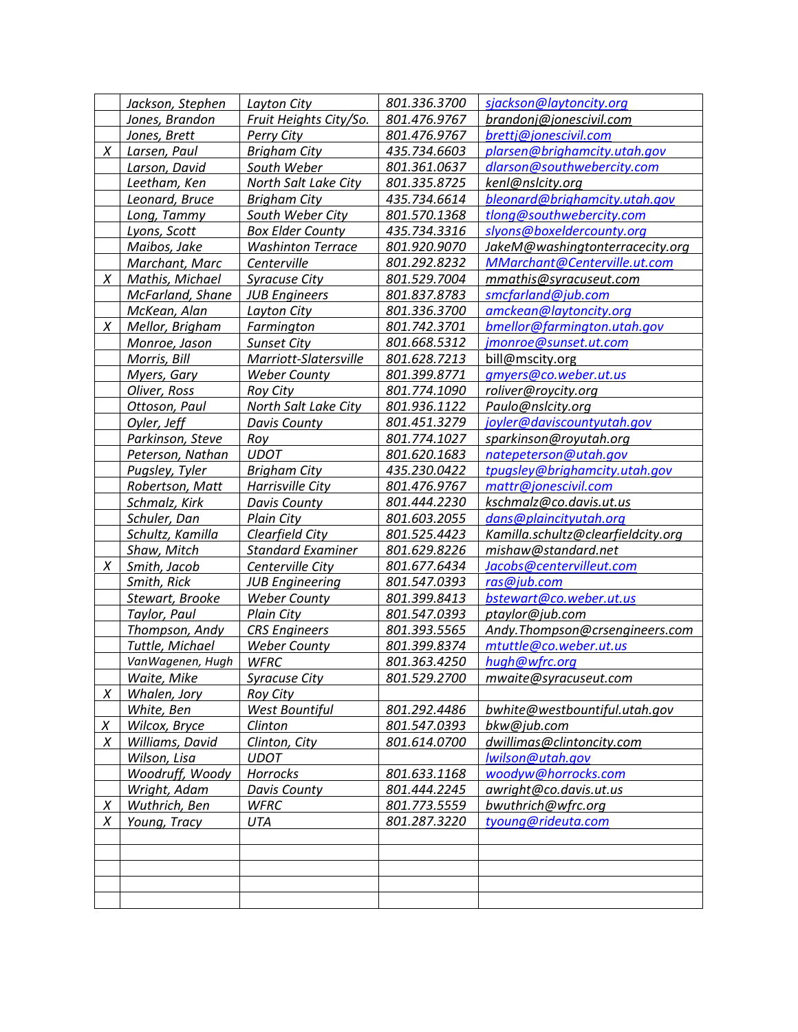| | | | | |
|---|---|---|---|---|
| | Jackson, Stephen | Layton City | 801.336.3700 | sjackson@laytoncity.org |
| | Jones, Brandon | Fruit Heights City/So. | 801.476.9767 | brandonj@jonescivil.com |
| | Jones, Brett | Perry City | 801.476.9767 | brettj@jonescivil.com |
| X | Larsen, Paul | Brigham City | 435.734.6603 | plarsen@brighamcity.utah.gov |
| | Larson, David | South Weber | 801.361.0637 | dlarson@southwebercity.com |
| | Leetham, Ken | North Salt Lake City | 801.335.8725 | kenl@nslcity.org |
| | Leonard, Bruce | Brigham City | 435.734.6614 | bleonard@brighamcity.utah.gov |
| | Long, Tammy | South Weber City | 801.570.1368 | tlong@southwebercity.com |
| | Lyons, Scott | Box Elder County | 435.734.3316 | slyons@boxeldercounty.org |
| | Maibos, Jake | Washinton Terrace | 801.920.9070 | JakeM@washingtonterracecity.org |
| | Marchant, Marc | Centerville | 801.292.8232 | MMarchant@Centerville.ut.com |
| X | Mathis, Michael | Syracuse City | 801.529.7004 | mmathis@syracuseut.com |
| | McFarland, Shane | JUB Engineers | 801.837.8783 | smcfarland@jub.com |
| | McKean, Alan | Layton City | 801.336.3700 | amckean@laytoncity.org |
| X | Mellor, Brigham | Farmington | 801.742.3701 | bmellor@farmington.utah.gov |
| | Monroe, Jason | Sunset City | 801.668.5312 | jmonroe@sunset.ut.com |
| | Morris, Bill | Marriott-Slatersville | 801.628.7213 | bill@mscity.org |
| | Myers, Gary | Weber County | 801.399.8771 | gmyers@co.weber.ut.us |
| | Oliver, Ross | Roy City | 801.774.1090 | roliver@roycity.org |
| | Ottoson, Paul | North Salt Lake City | 801.936.1122 | Paulo@nslcity.org |
| | Oyler, Jeff | Davis County | 801.451.3279 | joyler@daviscountyutah.gov |
| | Parkinson, Steve | Roy | 801.774.1027 | sparkinson@royutah.org |
| | Peterson, Nathan | UDOT | 801.620.1683 | natepeterson@utah.gov |
| | Pugsley, Tyler | Brigham City | 435.230.0422 | tpugsley@brighamcity.utah.gov |
| | Robertson, Matt | Harrisville City | 801.476.9767 | mattr@jonescivil.com |
| | Schmalz, Kirk | Davis County | 801.444.2230 | kschmalz@co.davis.ut.us |
| | Schuler, Dan | Plain City | 801.603.2055 | dans@plaincityutah.org |
| | Schultz, Kamilla | Clearfield City | 801.525.4423 | Kamilla.schultz@clearfieldcity.org |
| | Shaw, Mitch | Standard Examiner | 801.629.8226 | mishaw@standard.net |
| X | Smith, Jacob | Centerville City | 801.677.6434 | Jacobs@centervilleut.com |
| | Smith, Rick | JUB Engineering | 801.547.0393 | ras@jub.com |
| | Stewart, Brooke | Weber County | 801.399.8413 | bstewart@co.weber.ut.us |
| | Taylor, Paul | Plain City | 801.547.0393 | ptaylor@jub.com |
| | Thompson, Andy | CRS Engineers | 801.393.5565 | Andy.Thompson@crsengineers.com |
| | Tuttle, Michael | Weber County | 801.399.8374 | mtuttle@co.weber.ut.us |
| | VanWagenen, Hugh | WFRC | 801.363.4250 | hugh@wfrc.org |
| | Waite, Mike | Syracuse City | 801.529.2700 | mwaite@syracuseut.com |
| X | Whalen, Jory | Roy City | | |
| | White, Ben | West Bountiful | 801.292.4486 | bwhite@westbountiful.utah.gov |
| X | Wilcox, Bryce | Clinton | 801.547.0393 | bkw@jub.com |
| X | Williams, David | Clinton, City | 801.614.0700 | dwillimas@clintoncity.com |
| | Wilson, Lisa | UDOT | | lwilson@utah.gov |
| | Woodruff, Woody | Horrocks | 801.633.1168 | woodyw@horrocks.com |
| | Wright, Adam | Davis County | 801.444.2245 | awright@co.davis.ut.us |
| X | Wuthrich, Ben | WFRC | 801.773.5559 | bwuthrich@wfrc.org |
| X | Young, Tracy | UTA | 801.287.3220 | tyoung@rideuta.com |
| | | | | |
| | | | | |
| | | | | |
| | | | | |
| | | | | |